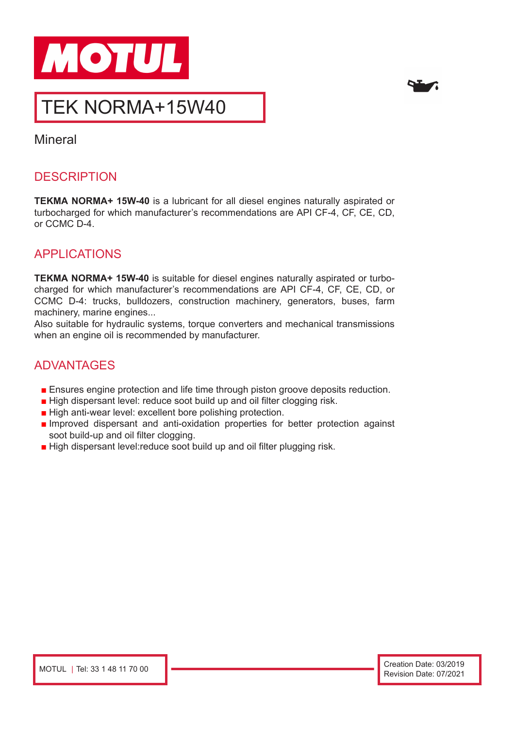# TEK NORMA+15W40

Mineral

## DESCRIPTION

**TEKMA NORMA+ 15W-40** is a lubricant for all diesel engines naturally aspirated or turbocharged for which manufacturer's recommendations are API CF-4, CF, CE, CD, or CCMC D-4.

## APPLICATIONS

**TEKMA NORMA+ 15W-40** is suitable for diesel engines naturally aspirated or turbo-charged for which manufacturer's recommendations are API CF-4, CF, CE, CD, or CCMC D-4: trucks, bulldozers, construction machinery, generators, buses, farm machinery, marine engines...
Also suitable for hydraulic systems, torque converters and mechanical transmissions when an engine oil is recommended by manufacturer.

## ADVANTAGES

- Ensures engine protection and life time through piston groove deposits reduction.
- High dispersant level: reduce soot build up and oil filter clogging risk.
- High anti-wear level: excellent bore polishing protection.
- Improved dispersant and anti-oxidation properties for better protection against soot build-up and oil filter clogging.
- High dispersant level:reduce soot build up and oil filter plugging risk.

MOTUL | Tel: 33 1 48 11 70 00

Creation Date: 03/2019
Revision Date: 07/2021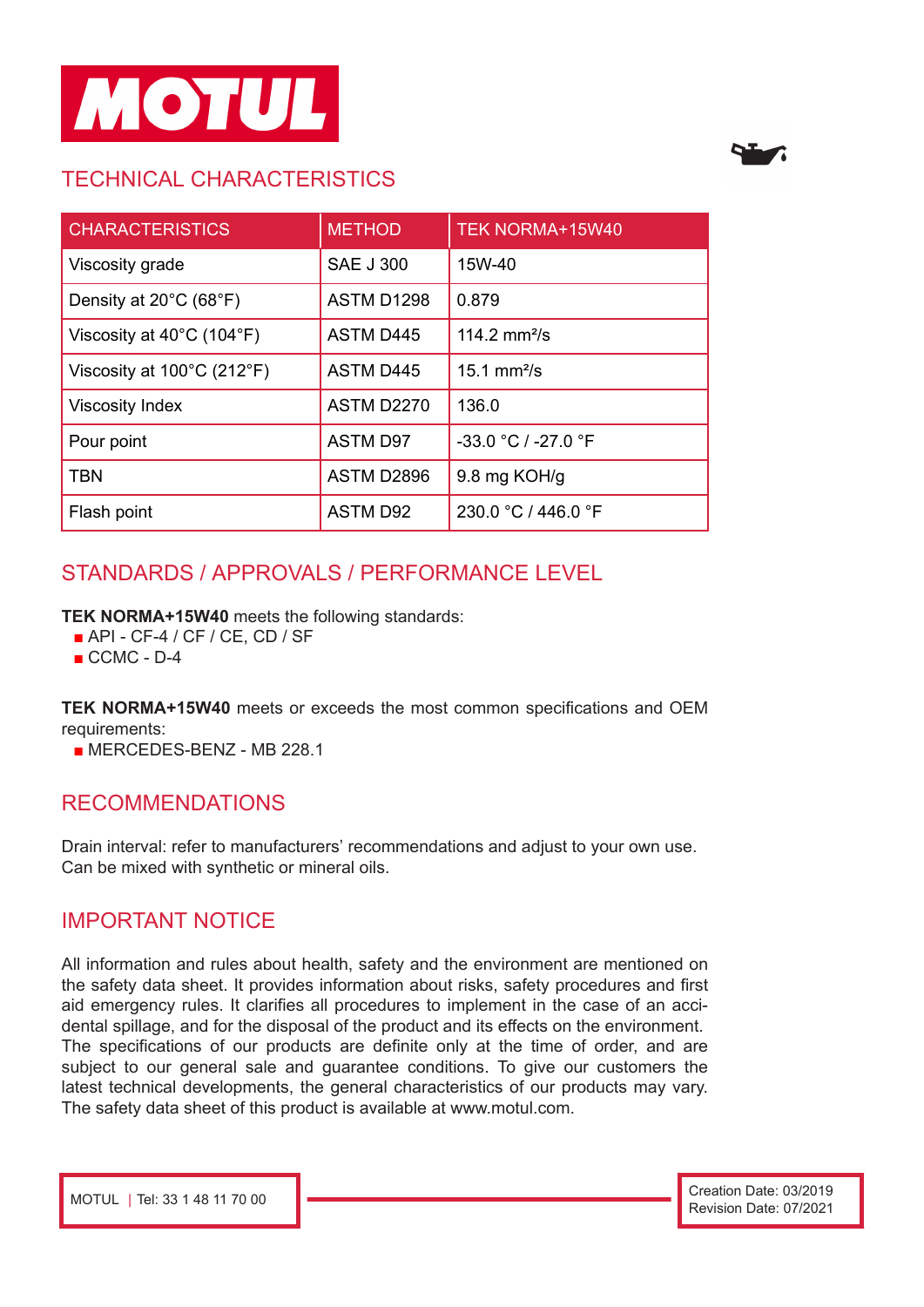# MOTUL

## TECHNICAL CHARACTERISTICS

| CHARACTERISTICS | METHOD | TEK NORMA+15W40 |
|---|---|---|
| Viscosity grade | SAE J 300 | 15W-40 |
| Density at 20°C (68°F) | ASTM D1298 | 0.879 |
| Viscosity at 40°C (104°F) | ASTM D445 | 114.2 mm²/s |
| Viscosity at 100°C (212°F) | ASTM D445 | 15.1 mm²/s |
| Viscosity Index | ASTM D2270 | 136.0 |
| Pour point | ASTM D97 | -33.0 °C / -27.0 °F |
| TBN | ASTM D2896 | 9.8 mg KOH/g |
| Flash point | ASTM D92 | 230.0 °C / 446.0 °F |

## STANDARDS / APPROVALS / PERFORMANCE LEVEL

**TEK NORMA+15W40** meets the following standards:

- API - CF-4 / CF / CE, CD / SF
- CCMC - D-4

**TEK NORMA+15W40** meets or exceeds the most common specifications and OEM requirements:

- MERCEDES-BENZ - MB 228.1

## RECOMMENDATIONS

Drain interval: refer to manufacturers' recommendations and adjust to your own use.
Can be mixed with synthetic or mineral oils.

## IMPORTANT NOTICE

All information and rules about health, safety and the environment are mentioned on the safety data sheet. It provides information about risks, safety procedures and first aid emergency rules. It clarifies all procedures to implement in the case of an accidental spillage, and for the disposal of the product and its effects on the environment. The specifications of our products are definite only at the time of order, and are subject to our general sale and guarantee conditions. To give our customers the latest technical developments, the general characteristics of our products may vary. The safety data sheet of this product is available at www.motul.com.

MOTUL | Tel: 33 1 48 11 70 00

Creation Date: 03/2019
Revision Date: 07/2021